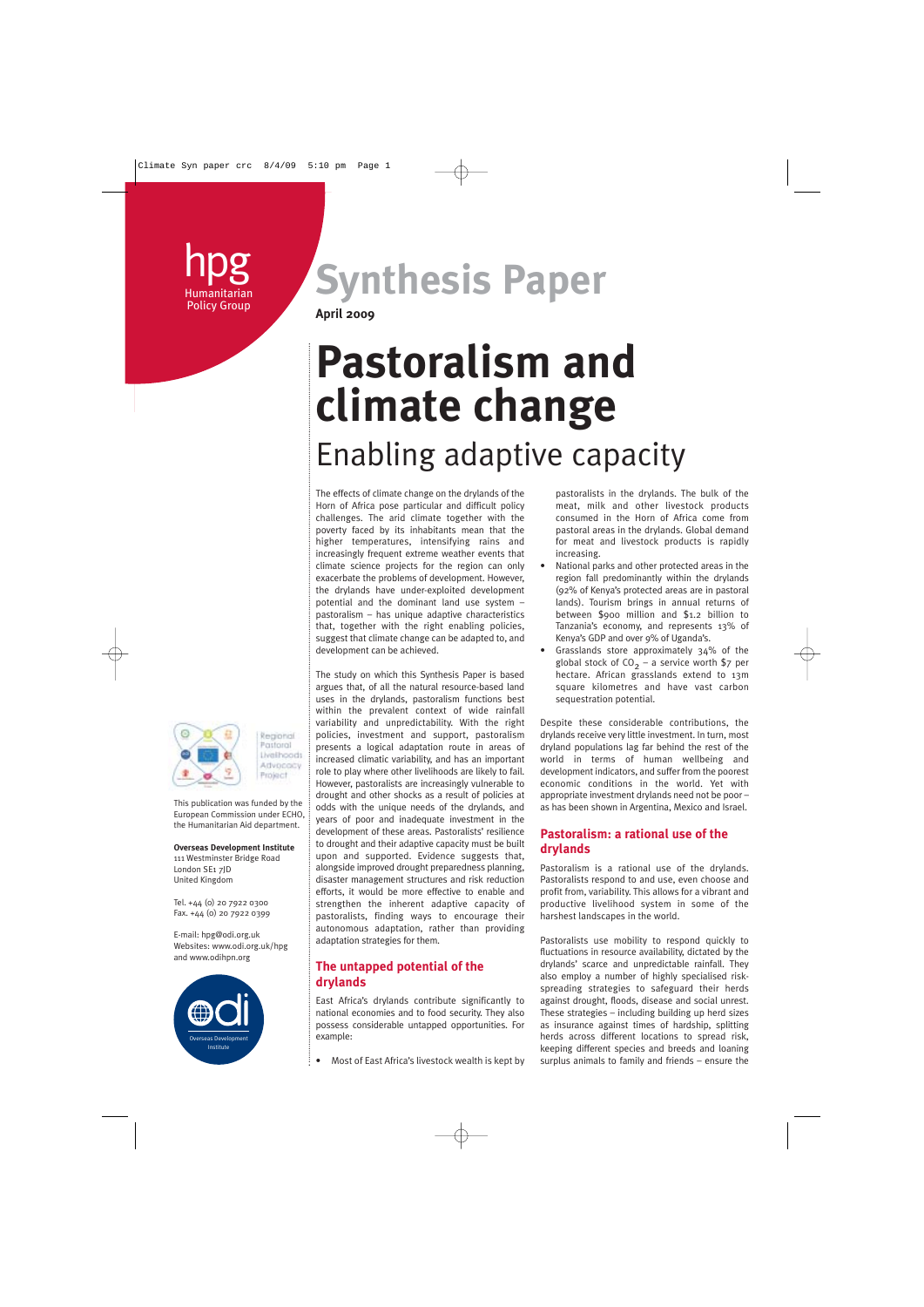hpg
Humanitarian Policy Group

# Synthesis Paper

**April 2009**

# Pastoralism and climate change

## Enabling adaptive capacity

The effects of climate change on the drylands of the Horn of Africa pose particular and difficult policy challenges. The arid climate together with the poverty faced by its inhabitants mean that the higher temperatures, intensifying rains and increasingly frequent extreme weather events that climate science projects for the region can only exacerbate the problems of development. However, the drylands have under-exploited development potential and the dominant land use system – pastoralism – has unique adaptive characteristics that, together with the right enabling policies, suggest that climate change can be adapted to, and development can be achieved.

The study on which this Synthesis Paper is based argues that, of all the natural resource-based land uses in the drylands, pastoralism functions best within the prevalent context of wide rainfall variability and unpredictability. With the right policies, investment and support, pastoralism presents a logical adaptation route in areas of increased climatic variability, and has an important role to play where other livelihoods are likely to fail. However, pastoralists are increasingly vulnerable to drought and other shocks as a result of policies at odds with the unique needs of the drylands, and years of poor and inadequate investment in the development of these areas. Pastoralists' resilience to drought and their adaptive capacity must be built upon and supported. Evidence suggests that, alongside improved drought preparedness planning, disaster management structures and risk reduction efforts, it would be more effective to enable and strengthen the inherent adaptive capacity of pastoralists, finding ways to encourage their autonomous adaptation, rather than providing adaptation strategies for them.

### The untapped potential of the drylands

East Africa's drylands contribute significantly to national economies and to food security. They also possess considerable untapped opportunities. For example:

- Most of East Africa's livestock wealth is kept by pastoralists in the drylands. The bulk of the meat, milk and other livestock products consumed in the Horn of Africa come from pastoral areas in the drylands. Global demand for meat and livestock products is rapidly increasing.
- National parks and other protected areas in the region fall predominantly within the drylands (92% of Kenya's protected areas are in pastoral lands). Tourism brings in annual returns of between $900 million and $1.2 billion to Tanzania's economy, and represents 13% of Kenya's GDP and over 9% of Uganda's.
- Grasslands store approximately 34% of the global stock of $CO_2$ – a service worth $7 per hectare. African grasslands extend to 13m square kilometres and have vast carbon sequestration potential.

Despite these considerable contributions, the drylands receive very little investment. In turn, most dryland populations lag far behind the rest of the world in terms of human wellbeing and development indicators, and suffer from the poorest economic conditions in the world. Yet with appropriate investment drylands need not be poor – as has been shown in Argentina, Mexico and Israel.

### Pastoralism: a rational use of the drylands

Pastoralism is a rational use of the drylands. Pastoralists respond to and use, even choose and profit from, variability. This allows for a vibrant and productive livelihood system in some of the harshest landscapes in the world.

Pastoralists use mobility to respond quickly to fluctuations in resource availability, dictated by the drylands' scarce and unpredictable rainfall. They also employ a number of highly specialised risk-spreading strategies to safeguard their herds against drought, floods, disease and social unrest. These strategies – including building up herd sizes as insurance against times of hardship, splitting herds across different locations to spread risk, keeping different species and breeds and loaning surplus animals to family and friends – ensure the

Regional Pastoral Livelihoods Advocacy Project

This publication was funded by the European Commission under ECHO, the Humanitarian Aid department.

**Overseas Development Institute**
111 Westminster Bridge Road
London SE1 7JD
United Kingdom

Tel. +44 (0) 20 7922 0300
Fax. +44 (0) 20 7922 0399

E-mail: hpg@odi.org.uk
Websites: www.odi.org.uk/hpg
and www.odihpn.org

odi
Overseas Development Institute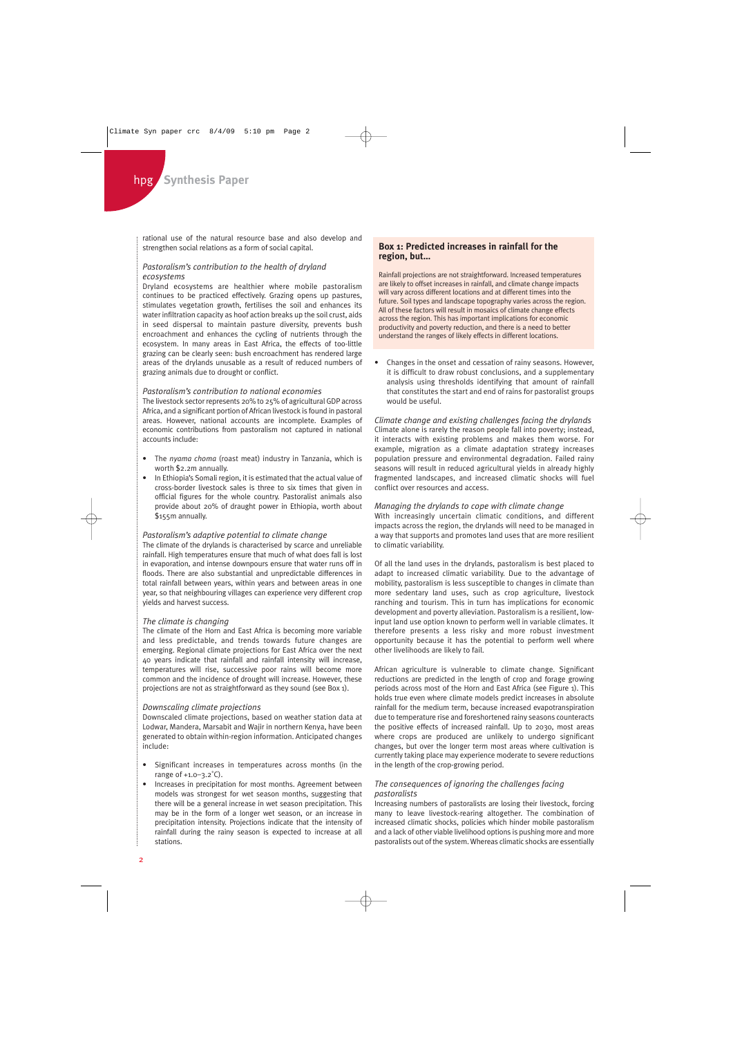rational use of the natural resource base and also develop and strengthen social relations as a form of social capital.

### *Pastoralism's contribution to the health of dryland ecosystems*

Dryland ecosystems are healthier where mobile pastoralism continues to be practiced effectively. Grazing opens up pastures, stimulates vegetation growth, fertilises the soil and enhances its water infiltration capacity as hoof action breaks up the soil crust, aids in seed dispersal to maintain pasture diversity, prevents bush encroachment and enhances the cycling of nutrients through the ecosystem. In many areas in East Africa, the effects of too-little grazing can be clearly seen: bush encroachment has rendered large areas of the drylands unusable as a result of reduced numbers of grazing animals due to drought or conflict.

### *Pastoralism's contribution to national economies*

The livestock sector represents 20% to 25% of agricultural GDP across Africa, and a significant portion of African livestock is found in pastoral areas. However, national accounts are incomplete. Examples of economic contributions from pastoralism not captured in national accounts include:

- The *nyama choma* (roast meat) industry in Tanzania, which is worth $2.2m annually.
- In Ethiopia's Somali region, it is estimated that the actual value of cross-border livestock sales is three to six times that given in official figures for the whole country. Pastoralist animals also provide about 20% of draught power in Ethiopia, worth about $155m annually.

### *Pastoralism's adaptive potential to climate change*

The climate of the drylands is characterised by scarce and unreliable rainfall. High temperatures ensure that much of what does fall is lost in evaporation, and intense downpours ensure that water runs off in floods. There are also substantial and unpredictable differences in total rainfall between years, within years and between areas in one year, so that neighbouring villages can experience very different crop yields and harvest success.

### *The climate is changing*

The climate of the Horn and East Africa is becoming more variable and less predictable, and trends towards future changes are emerging. Regional climate projections for East Africa over the next 40 years indicate that rainfall and rainfall intensity will increase, temperatures will rise, successive poor rains will become more common and the incidence of drought will increase. However, these projections are not as straightforward as they sound (see Box 1).

### *Downscaling climate projections*

Downscaled climate projections, based on weather station data at Lodwar, Mandera, Marsabit and Wajir in northern Kenya, have been generated to obtain within-region information. Anticipated changes include:

- Significant increases in temperatures across months (in the range of +1.0–3.2˚C).
- Increases in precipitation for most months. Agreement between models was strongest for wet season months, suggesting that there will be a general increase in wet season precipitation. This may be in the form of a longer wet season, or an increase in precipitation intensity. Projections indicate that the intensity of rainfall during the rainy season is expected to increase at all stations.

> **Box 1: Predicted increases in rainfall for the region, but...**
>
> Rainfall projections are not straightforward. Increased temperatures are likely to offset increases in rainfall, and climate change impacts will vary across different locations and at different times into the future. Soil types and landscape topography varies across the region. All of these factors will result in mosaics of climate change effects across the region. This has important implications for economic productivity and poverty reduction, and there is a need to better understand the ranges of likely effects in different locations.

- Changes in the onset and cessation of rainy seasons. However, it is difficult to draw robust conclusions, and a supplementary analysis using thresholds identifying that amount of rainfall that constitutes the start and end of rains for pastoralist groups would be useful.

### *Climate change and existing challenges facing the drylands*

Climate alone is rarely the reason people fall into poverty; instead, it interacts with existing problems and makes them worse. For example, migration as a climate adaptation strategy increases population pressure and environmental degradation. Failed rainy seasons will result in reduced agricultural yields in already highly fragmented landscapes, and increased climatic shocks will fuel conflict over resources and access.

### *Managing the drylands to cope with climate change*

With increasingly uncertain climatic conditions, and different impacts across the region, the drylands will need to be managed in a way that supports and promotes land uses that are more resilient to climatic variability.

Of all the land uses in the drylands, pastoralism is best placed to adapt to increased climatic variability. Due to the advantage of mobility, pastoralism is less susceptible to changes in climate than more sedentary land uses, such as crop agriculture, livestock ranching and tourism. This in turn has implications for economic development and poverty alleviation. Pastoralism is a resilient, low-input land use option known to perform well in variable climates. It therefore presents a less risky and more robust investment opportunity because it has the potential to perform well where other livelihoods are likely to fail.

African agriculture is vulnerable to climate change. Significant reductions are predicted in the length of crop and forage growing periods across most of the Horn and East Africa (see Figure 1). This holds true even where climate models predict increases in absolute rainfall for the medium term, because increased evapotranspiration due to temperature rise and foreshortened rainy seasons counteracts the positive effects of increased rainfall. Up to 2030, most areas where crops are produced are unlikely to undergo significant changes, but over the longer term most areas where cultivation is currently taking place may experience moderate to severe reductions in the length of the crop-growing period.

### *The consequences of ignoring the challenges facing pastoralists*

Increasing numbers of pastoralists are losing their livestock, forcing many to leave livestock-rearing altogether. The combination of increased climatic shocks, policies which hinder mobile pastoralism and a lack of other viable livelihood options is pushing more and more pastoralists out of the system. Whereas climatic shocks are essentially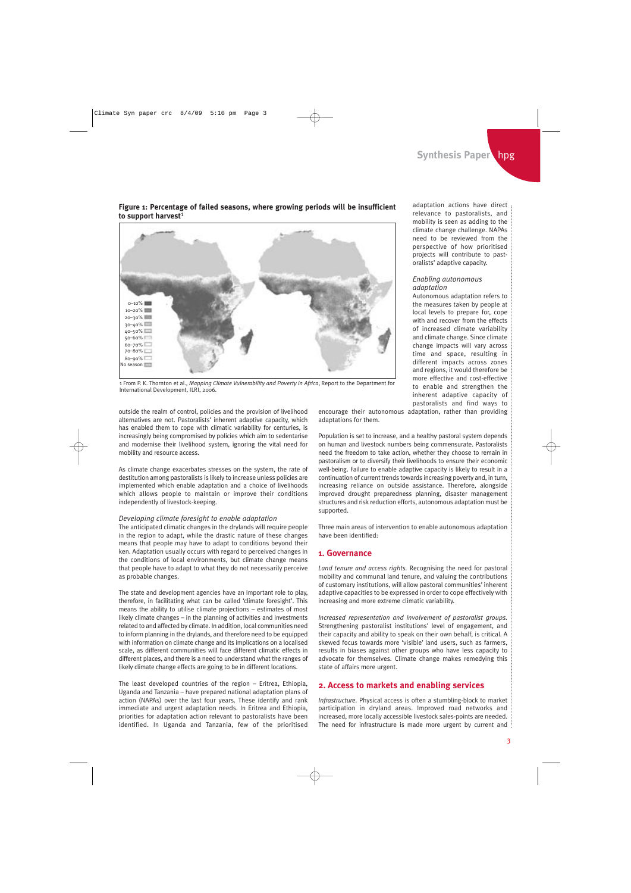**Figure 1: Percentage of failed seasons, where growing periods will be insufficient to support harvest**[1]

0–10%
10–20%
20–30%
30–40%
40–50%
50–60%
60–70%
70–80%
80–90%
No season

1 From P. K. Thornton et al., *Mapping Climate Vulnerability and Poverty in Africa*, Report to the Department for International Development, ILRI, 2006.

outside the realm of control, policies and the provision of livelihood alternatives are not. Pastoralists' inherent adaptive capacity, which has enabled them to cope with climatic variability for centuries, is increasingly being compromised by policies which aim to sedentarise and modernise their livelihood system, ignoring the vital need for mobility and resource access.

As climate change exacerbates stresses on the system, the rate of destitution among pastoralists is likely to increase unless policies are implemented which enable adaptation and a choice of livelihoods which allows people to maintain or improve their conditions independently of livestock-keeping.

*Developing climate foresight to enable adaptation*

The anticipated climatic changes in the drylands will require people in the region to adapt, while the drastic nature of these changes means that people may have to adapt to conditions beyond their ken. Adaptation usually occurs with regard to perceived changes in the conditions of local environments, but climate change means that people have to adapt to what they do not necessarily perceive as probable changes.

The state and development agencies have an important role to play, therefore, in facilitating what can be called 'climate foresight'. This means the ability to utilise climate projections – estimates of most likely climate changes – in the planning of activities and investments related to and affected by climate. In addition, local communities need to inform planning in the drylands, and therefore need to be equipped with information on climate change and its implications on a localised scale, as different communities will face different climatic effects in different places, and there is a need to understand what the ranges of likely climate change effects are going to be in different locations.

The least developed countries of the region – Eritrea, Ethiopia, Uganda and Tanzania – have prepared national adaptation plans of action (NAPAs) over the last four years. These identify and rank immediate and urgent adaptation needs. In Eritrea and Ethiopia, priorities for adaptation action relevant to pastoralists have been identified. In Uganda and Tanzania, few of the prioritised adaptation actions have direct relevance to pastoralists, and mobility is seen as adding to the climate change challenge. NAPAs need to be reviewed from the perspective of how prioritised projects will contribute to pastoralists' adaptive capacity.

*Enabling autonomous adaptation*

Autonomous adaptation refers to the measures taken by people at local levels to prepare for, cope with and recover from the effects of increased climate variability and climate change. Since climate change impacts will vary across time and space, resulting in different impacts across zones and regions, it would therefore be more effective and cost-effective to enable and strengthen the inherent adaptive capacity of pastoralists and find ways to encourage their autonomous adaptation, rather than providing adaptations for them.

Population is set to increase, and a healthy pastoral system depends on human and livestock numbers being commensurate. Pastoralists need the freedom to take action, whether they choose to remain in pastoralism or to diversify their livelihoods to ensure their economic well-being. Failure to enable adaptive capacity is likely to result in a continuation of current trends towards increasing poverty and, in turn, increasing reliance on outside assistance. Therefore, alongside improved drought preparedness planning, disaster management structures and risk reduction efforts, autonomous adaptation must be supported.

Three main areas of intervention to enable autonomous adaptation have been identified:

## 1. Governance

*Land tenure and access rights.* Recognising the need for pastoral mobility and communal land tenure, and valuing the contributions of customary institutions, will allow pastoral communities' inherent adaptive capacities to be expressed in order to cope effectively with increasing and more extreme climatic variability.

*Increased representation and involvement of pastoralist groups.* Strengthening pastoralist institutions' level of engagement, and their capacity and ability to speak on their own behalf, is critical. A skewed focus towards more 'visible' land users, such as farmers, results in biases against other groups who have less capacity to advocate for themselves. Climate change makes remedying this state of affairs more urgent.

## 2. Access to markets and enabling services

*Infrastructure.* Physical access is often a stumbling-block to market participation in dryland areas. Improved road networks and increased, more locally accessible livestock sales-points are needed. The need for infrastructure is made more urgent by current and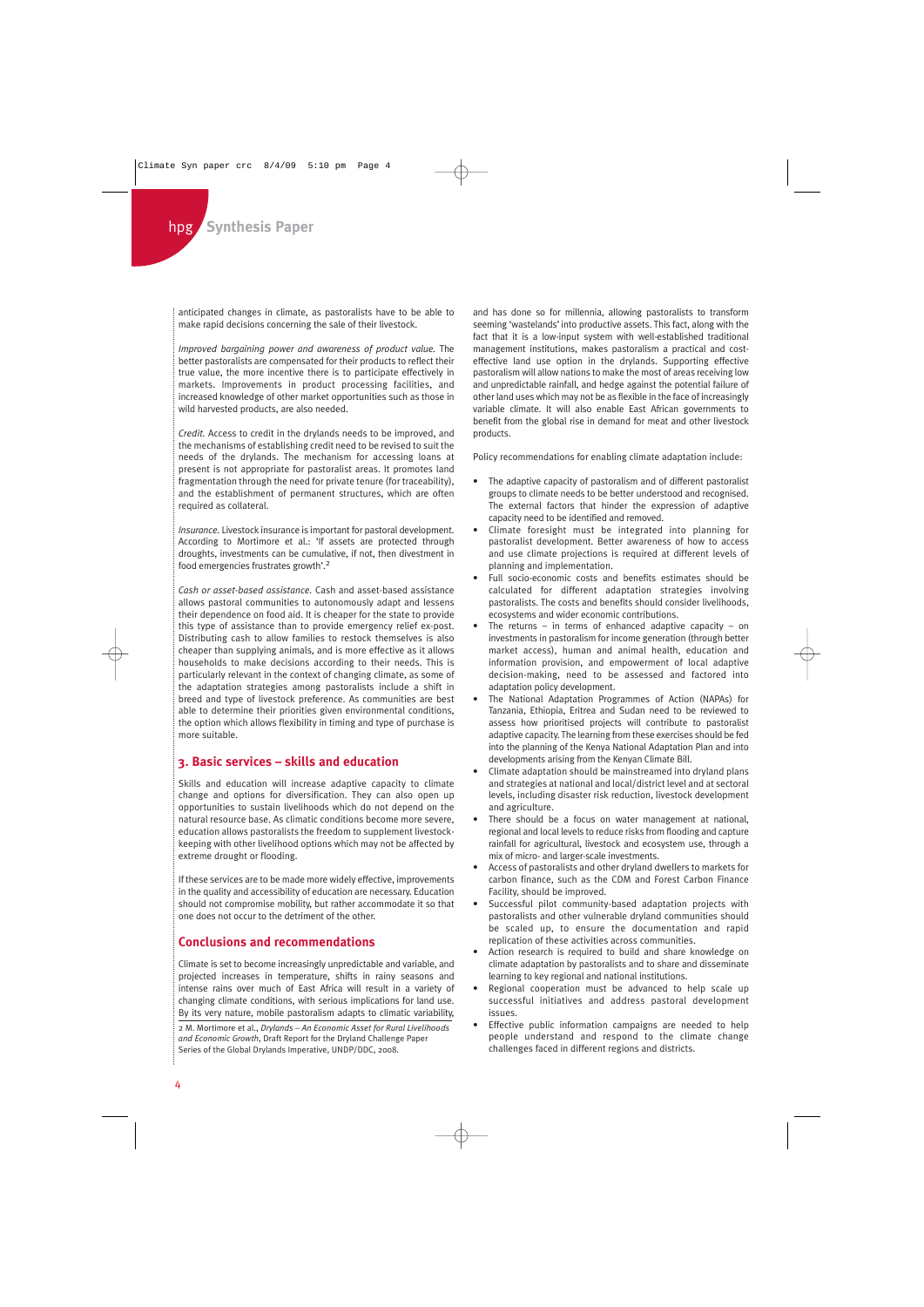anticipated changes in climate, as pastoralists have to be able to make rapid decisions concerning the sale of their livestock.

*Improved bargaining power and awareness of product value.* The better pastoralists are compensated for their products to reflect their true value, the more incentive there is to participate effectively in markets. Improvements in product processing facilities, and increased knowledge of other market opportunities such as those in wild harvested products, are also needed.

*Credit.* Access to credit in the drylands needs to be improved, and the mechanisms of establishing credit need to be revised to suit the needs of the drylands. The mechanism for accessing loans at present is not appropriate for pastoralist areas. It promotes land fragmentation through the need for private tenure (for traceability), and the establishment of permanent structures, which are often required as collateral.

*Insurance.* Livestock insurance is important for pastoral development. According to Mortimore et al.: 'If assets are protected through droughts, investments can be cumulative, if not, then divestment in food emergencies frustrates growth'.[2]

*Cash or asset-based assistance.* Cash and asset-based assistance allows pastoral communities to autonomously adapt and lessens their dependence on food aid. It is cheaper for the state to provide this type of assistance than to provide emergency relief ex-post. Distributing cash to allow families to restock themselves is also cheaper than supplying animals, and is more effective as it allows households to make decisions according to their needs. This is particularly relevant in the context of changing climate, as some of the adaptation strategies among pastoralists include a shift in breed and type of livestock preference. As communities are best able to determine their priorities given environmental conditions, the option which allows flexibility in timing and type of purchase is more suitable.

## 3. Basic services – skills and education

Skills and education will increase adaptive capacity to climate change and options for diversification. They can also open up opportunities to sustain livelihoods which do not depend on the natural resource base. As climatic conditions become more severe, education allows pastoralists the freedom to supplement livestock-keeping with other livelihood options which may not be affected by extreme drought or flooding.

If these services are to be made more widely effective, improvements in the quality and accessibility of education are necessary. Education should not compromise mobility, but rather accommodate it so that one does not occur to the detriment of the other.

## Conclusions and recommendations

Climate is set to become increasingly unpredictable and variable, and projected increases in temperature, shifts in rainy seasons and intense rains over much of East Africa will result in a variety of changing climate conditions, with serious implications for land use. By its very nature, mobile pastoralism adapts to climatic variability, and has done so for millennia, allowing pastoralists to transform seeming 'wastelands' into productive assets. This fact, along with the fact that it is a low-input system with well-established traditional management institutions, makes pastoralism a practical and cost-effective land use option in the drylands. Supporting effective pastoralism will allow nations to make the most of areas receiving low and unpredictable rainfall, and hedge against the potential failure of other land uses which may not be as flexible in the face of increasingly variable climate. It will also enable East African governments to benefit from the global rise in demand for meat and other livestock products.

Policy recommendations for enabling climate adaptation include:

- The adaptive capacity of pastoralism and of different pastoralist groups to climate needs to be better understood and recognised. The external factors that hinder the expression of adaptive capacity need to be identified and removed.
- Climate foresight must be integrated into planning for pastoralist development. Better awareness of how to access and use climate projections is required at different levels of planning and implementation.
- Full socio-economic costs and benefits estimates should be calculated for different adaptation strategies involving pastoralists. The costs and benefits should consider livelihoods, ecosystems and wider economic contributions.
- The returns – in terms of enhanced adaptive capacity – on investments in pastoralism for income generation (through better market access), human and animal health, education and information provision, and empowerment of local adaptive decision-making, need to be assessed and factored into adaptation policy development.
- The National Adaptation Programmes of Action (NAPAs) for Tanzania, Ethiopia, Eritrea and Sudan need to be reviewed to assess how prioritised projects will contribute to pastoralist adaptive capacity. The learning from these exercises should be fed into the planning of the Kenya National Adaptation Plan and into developments arising from the Kenyan Climate Bill.
- Climate adaptation should be mainstreamed into dryland plans and strategies at national and local/district level and at sectoral levels, including disaster risk reduction, livestock development and agriculture.
- There should be a focus on water management at national, regional and local levels to reduce risks from flooding and capture rainfall for agricultural, livestock and ecosystem use, through a mix of micro- and larger-scale investments.
- Access of pastoralists and other dryland dwellers to markets for carbon finance, such as the CDM and Forest Carbon Finance Facility, should be improved.
- Successful pilot community-based adaptation projects with pastoralists and other vulnerable dryland communities should be scaled up, to ensure the documentation and rapid replication of these activities across communities.
- Action research is required to build and share knowledge on climate adaptation by pastoralists and to share and disseminate learning to key regional and national institutions.
- Regional cooperation must be advanced to help scale up successful initiatives and address pastoral development issues.
- Effective public information campaigns are needed to help people understand and respond to the climate change challenges faced in different regions and districts.

2 M. Mortimore et al., *Drylands – An Economic Asset for Rural Livelihoods and Economic Growth*, Draft Report for the Dryland Challenge Paper Series of the Global Drylands Imperative, UNDP/DDC, 2008.